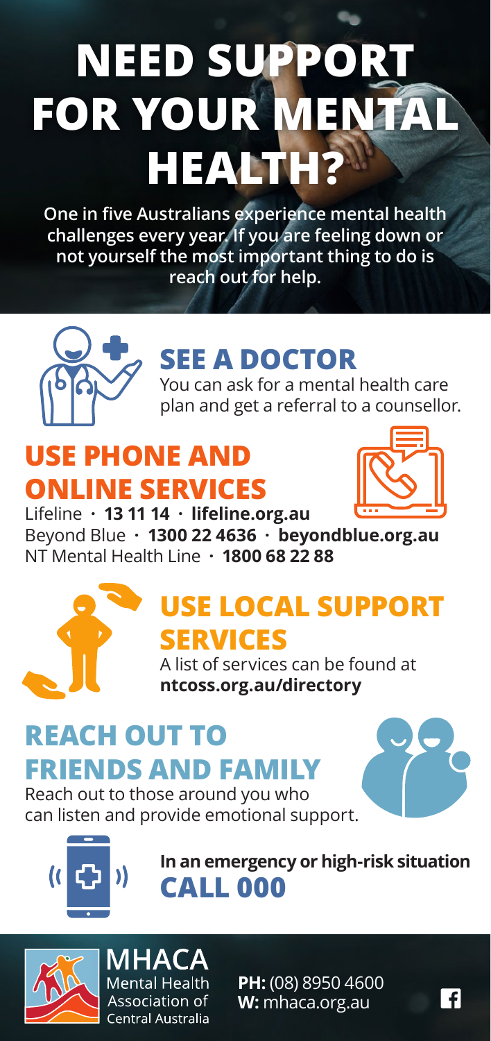# NEED SUPPORT FOR YOUR MENTAL HEALTH?

**One in five Australians experience mental health challenges every year. If you are feeling down or not yourself the most important thing to do is reach out for help.**

## SEE A DOCTOR

You can ask for a mental health care plan and get a referral to a counsellor.

## USE PHONE AND ONLINE SERVICES

Lifeline · **13 11 14** · **lifeline.org.au**
Beyond Blue · **1300 22 4636** · **beyondblue.org.au**
NT Mental Health Line · **1800 68 22 88**

## USE LOCAL SUPPORT SERVICES

A list of services can be found at **ntcoss.org.au/directory**

## REACH OUT TO FRIENDS AND FAMILY

Reach out to those around you who can listen and provide emotional support.

**In an emergency or high-risk situation**
## CALL 000

MHACA
Mental Health Association of Central Australia

**PH:** (08) 8950 4600
**W:** mhaca.org.au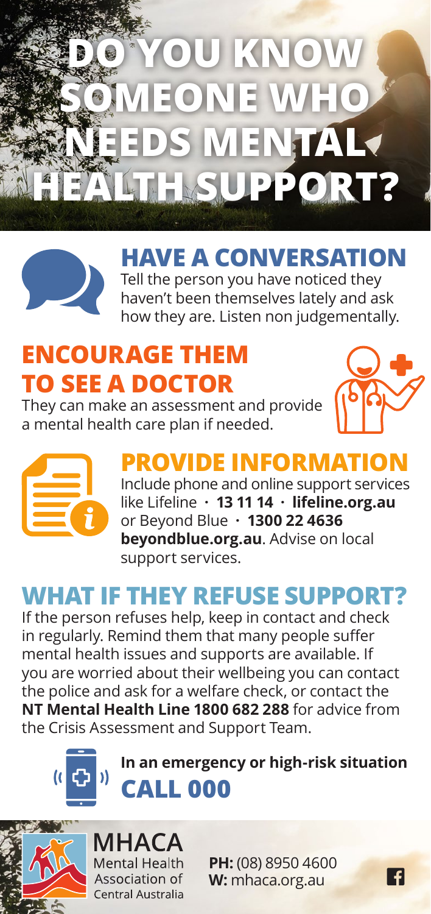# DO YOU KNOW SOMEONE WHO NEEDS MENTAL HEALTH SUPPORT?

## HAVE A CONVERSATION

Tell the person you have noticed they haven't been themselves lately and ask how they are. Listen non judgementally.

## ENCOURAGE THEM TO SEE A DOCTOR

They can make an assessment and provide a mental health care plan if needed.

## PROVIDE INFORMATION

Include phone and online support services like Lifeline · **13 11 14** · **lifeline.org.au** or Beyond Blue · **1300 22 4636** **beyondblue.org.au**. Advise on local support services.

## WHAT IF THEY REFUSE SUPPORT?

If the person refuses help, keep in contact and check in regularly. Remind them that many people suffer mental health issues and supports are available. If you are worried about their wellbeing you can contact the police and ask for a welfare check, or contact the **NT Mental Health Line 1800 682 288** for advice from the Crisis Assessment and Support Team.

**In an emergency or high-risk situation**

**CALL 000**

MHACA
Mental Health Association of Central Australia

**PH:** (08) 8950 4600
**W:** mhaca.org.au